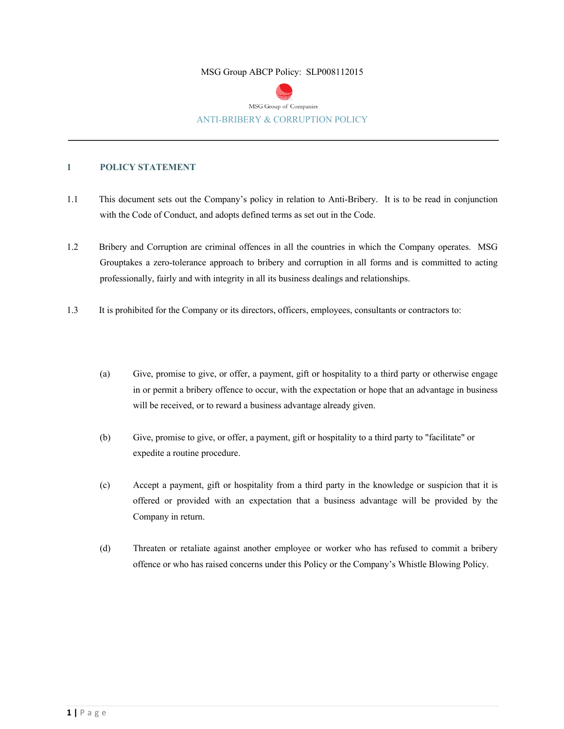MSG Group ABCP Policy: SLP008112015

MSG Group of Companies

# ANTI-BRIBERY & CORRUPTION POLICY

## 1 POLICY STATEMENT

1.1 This document sets out the Company's policy in relation to Anti-Bribery. It is to be read in conjunction with the Code of Conduct, and adopts defined terms as set out in the Code.

1.2 Bribery and Corruption are criminal offences in all the countries in which the Company operates. MSG Grouptakes a zero-tolerance approach to bribery and corruption in all forms and is committed to acting professionally, fairly and with integrity in all its business dealings and relationships.

1.3 It is prohibited for the Company or its directors, officers, employees, consultants or contractors to:

(a) Give, promise to give, or offer, a payment, gift or hospitality to a third party or otherwise engage in or permit a bribery offence to occur, with the expectation or hope that an advantage in business will be received, or to reward a business advantage already given.

(b) Give, promise to give, or offer, a payment, gift or hospitality to a third party to "facilitate" or expedite a routine procedure.

(c) Accept a payment, gift or hospitality from a third party in the knowledge or suspicion that it is offered or provided with an expectation that a business advantage will be provided by the Company in return.

(d) Threaten or retaliate against another employee or worker who has refused to commit a bribery offence or who has raised concerns under this Policy or the Company's Whistle Blowing Policy.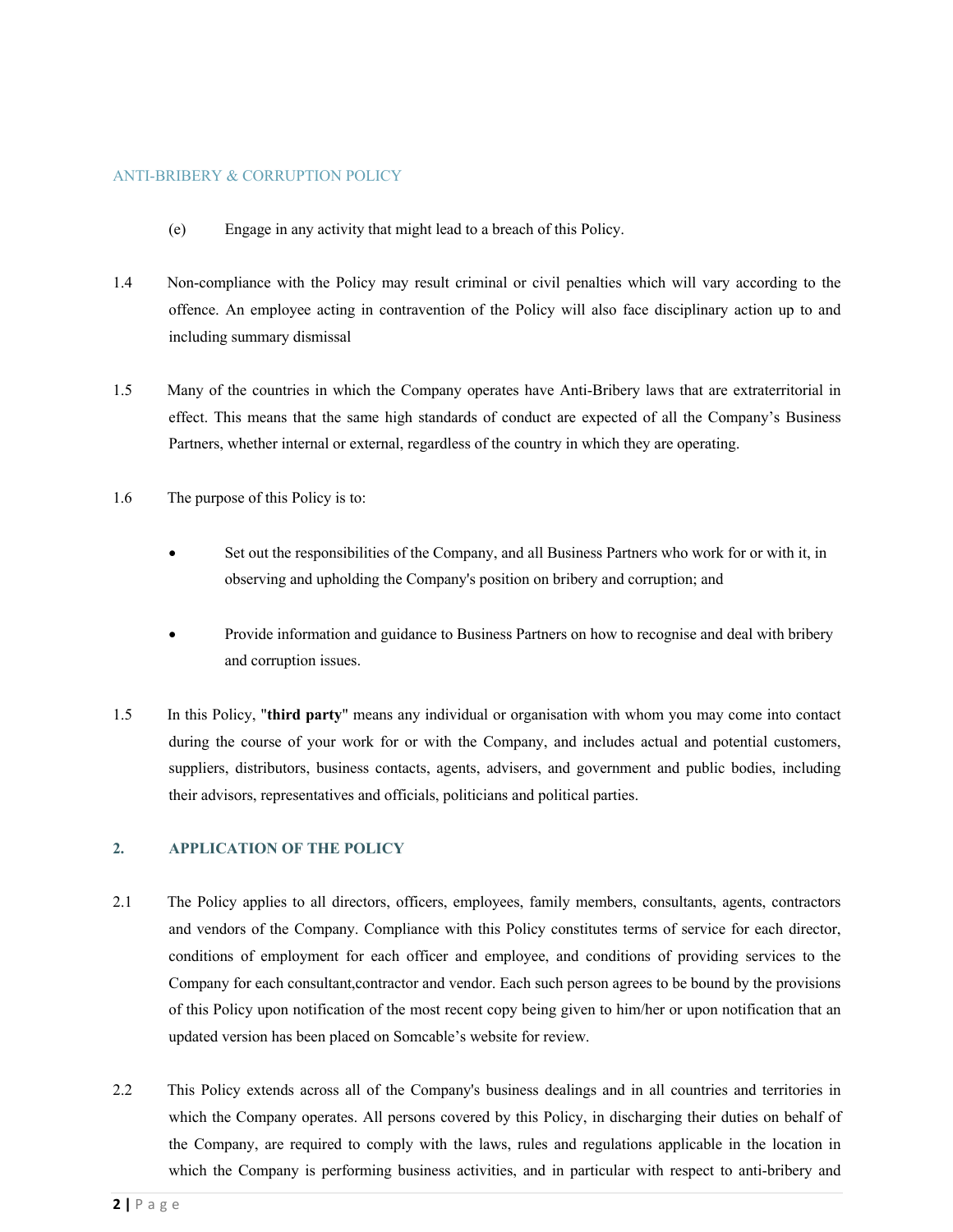(e) Engage in any activity that might lead to a breach of this Policy.

1.4 Non-compliance with the Policy may result criminal or civil penalties which will vary according to the offence. An employee acting in contravention of the Policy will also face disciplinary action up to and including summary dismissal

1.5 Many of the countries in which the Company operates have Anti-Bribery laws that are extraterritorial in effect. This means that the same high standards of conduct are expected of all the Company's Business Partners, whether internal or external, regardless of the country in which they are operating.

1.6 The purpose of this Policy is to:

- Set out the responsibilities of the Company, and all Business Partners who work for or with it, in observing and upholding the Company's position on bribery and corruption; and

- Provide information and guidance to Business Partners on how to recognise and deal with bribery and corruption issues.

1.5 In this Policy, "**third party**" means any individual or organisation with whom you may come into contact during the course of your work for or with the Company, and includes actual and potential customers, suppliers, distributors, business contacts, agents, advisers, and government and public bodies, including their advisors, representatives and officials, politicians and political parties.

## 2. APPLICATION OF THE POLICY

2.1 The Policy applies to all directors, officers, employees, family members, consultants, agents, contractors and vendors of the Company. Compliance with this Policy constitutes terms of service for each director, conditions of employment for each officer and employee, and conditions of providing services to the Company for each consultant,contractor and vendor. Each such person agrees to be bound by the provisions of this Policy upon notification of the most recent copy being given to him/her or upon notification that an updated version has been placed on Somcable's website for review.

2.2 This Policy extends across all of the Company's business dealings and in all countries and territories in which the Company operates. All persons covered by this Policy, in discharging their duties on behalf of the Company, are required to comply with the laws, rules and regulations applicable in the location in which the Company is performing business activities, and in particular with respect to anti-bribery and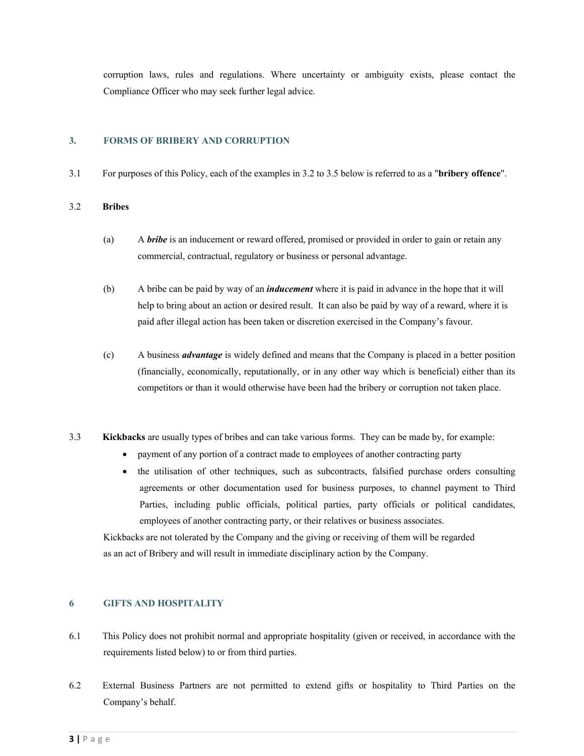corruption laws, rules and regulations. Where uncertainty or ambiguity exists, please contact the Compliance Officer who may seek further legal advice.

## 3. FORMS OF BRIBERY AND CORRUPTION

3.1 For purposes of this Policy, each of the examples in 3.2 to 3.5 below is referred to as a "**bribery offence**".

3.2 **Bribes**

(a) A ***bribe*** is an inducement or reward offered, promised or provided in order to gain or retain any commercial, contractual, regulatory or business or personal advantage.

(b) A bribe can be paid by way of an ***inducement*** where it is paid in advance in the hope that it will help to bring about an action or desired result. It can also be paid by way of a reward, where it is paid after illegal action has been taken or discretion exercised in the Company's favour.

(c) A business ***advantage*** is widely defined and means that the Company is placed in a better position (financially, economically, reputationally, or in any other way which is beneficial) either than its competitors or than it would otherwise have been had the bribery or corruption not taken place.

3.3 **Kickbacks** are usually types of bribes and can take various forms. They can be made by, for example:

- payment of any portion of a contract made to employees of another contracting party
- the utilisation of other techniques, such as subcontracts, falsified purchase orders consulting agreements or other documentation used for business purposes, to channel payment to Third Parties, including public officials, political parties, party officials or political candidates, employees of another contracting party, or their relatives or business associates.

Kickbacks are not tolerated by the Company and the giving or receiving of them will be regarded as an act of Bribery and will result in immediate disciplinary action by the Company.

## 6 GIFTS AND HOSPITALITY

6.1 This Policy does not prohibit normal and appropriate hospitality (given or received, in accordance with the requirements listed below) to or from third parties.

6.2 External Business Partners are not permitted to extend gifts or hospitality to Third Parties on the Company's behalf.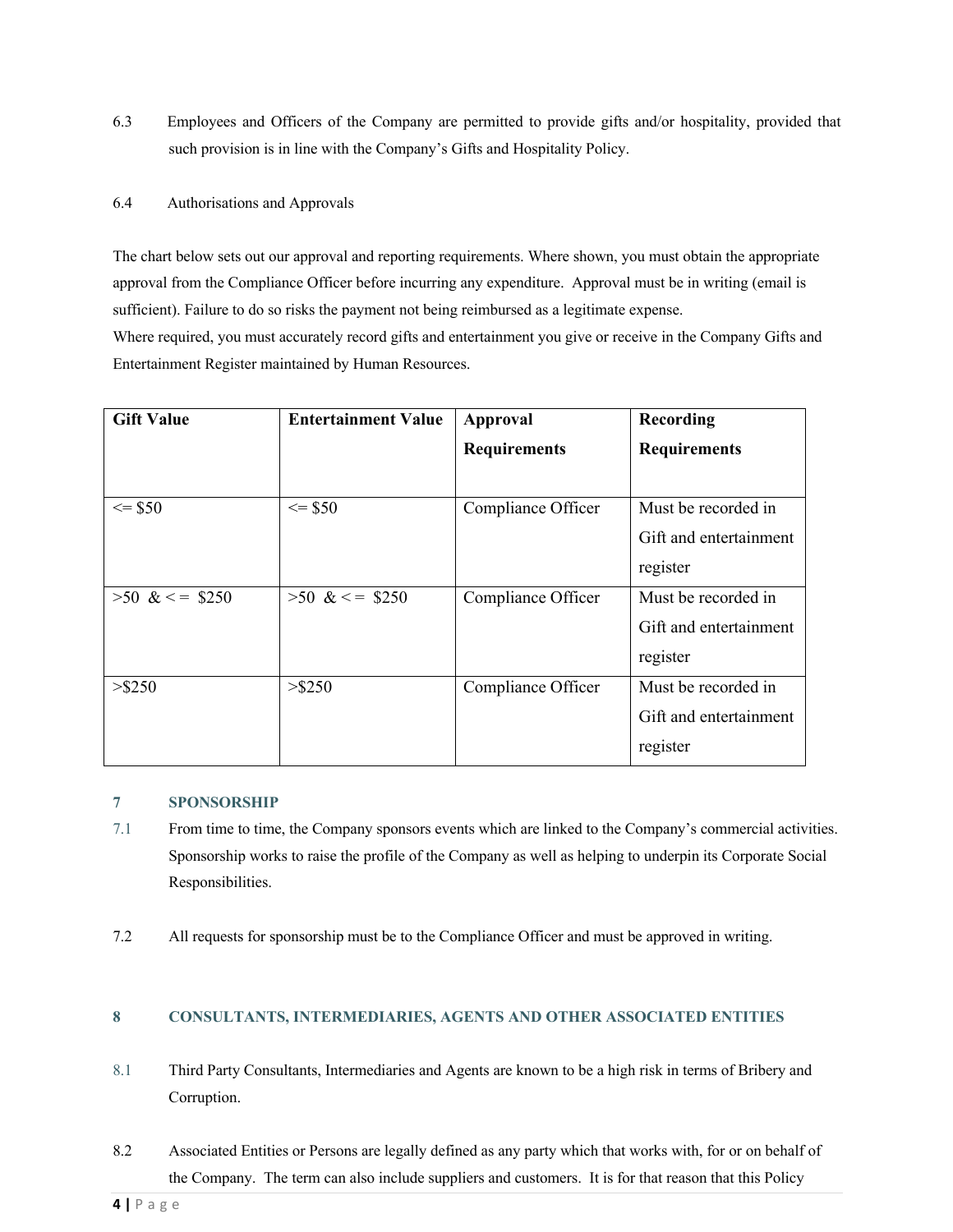6.3 Employees and Officers of the Company are permitted to provide gifts and/or hospitality, provided that such provision is in line with the Company's Gifts and Hospitality Policy.

6.4 Authorisations and Approvals

The chart below sets out our approval and reporting requirements. Where shown, you must obtain the appropriate approval from the Compliance Officer before incurring any expenditure. Approval must be in writing (email is sufficient). Failure to do so risks the payment not being reimbursed as a legitimate expense.
Where required, you must accurately record gifts and entertainment you give or receive in the Company Gifts and Entertainment Register maintained by Human Resources.

| Gift Value | Entertainment Value | Approval Requirements | Recording Requirements |
|---|---|---|---|
| <= $50 | <= $50 | Compliance Officer | Must be recorded in Gift and entertainment register |
| >50 & <= $250 | >50 & <= $250 | Compliance Officer | Must be recorded in Gift and entertainment register |
| >$250 | >$250 | Compliance Officer | Must be recorded in Gift and entertainment register |

## 7 SPONSORSHIP

7.1 From time to time, the Company sponsors events which are linked to the Company's commercial activities. Sponsorship works to raise the profile of the Company as well as helping to underpin its Corporate Social Responsibilities.

7.2 All requests for sponsorship must be to the Compliance Officer and must be approved in writing.

## 8 CONSULTANTS, INTERMEDIARIES, AGENTS AND OTHER ASSOCIATED ENTITIES

8.1 Third Party Consultants, Intermediaries and Agents are known to be a high risk in terms of Bribery and Corruption.

8.2 Associated Entities or Persons are legally defined as any party which that works with, for or on behalf of the Company. The term can also include suppliers and customers. It is for that reason that this Policy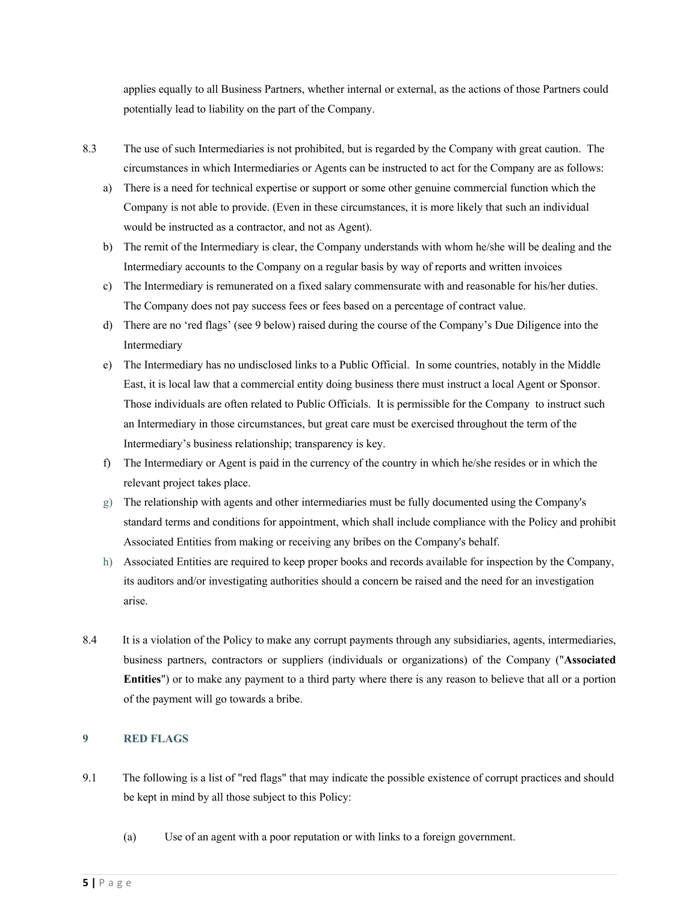applies equally to all Business Partners, whether internal or external, as the actions of those Partners could potentially lead to liability on the part of the Company.

8.3 The use of such Intermediaries is not prohibited, but is regarded by the Company with great caution. The circumstances in which Intermediaries or Agents can be instructed to act for the Company are as follows:

a) There is a need for technical expertise or support or some other genuine commercial function which the Company is not able to provide. (Even in these circumstances, it is more likely that such an individual would be instructed as a contractor, and not as Agent).

b) The remit of the Intermediary is clear, the Company understands with whom he/she will be dealing and the Intermediary accounts to the Company on a regular basis by way of reports and written invoices

c) The Intermediary is remunerated on a fixed salary commensurate with and reasonable for his/her duties. The Company does not pay success fees or fees based on a percentage of contract value.

d) There are no 'red flags' (see 9 below) raised during the course of the Company's Due Diligence into the Intermediary

e) The Intermediary has no undisclosed links to a Public Official. In some countries, notably in the Middle East, it is local law that a commercial entity doing business there must instruct a local Agent or Sponsor. Those individuals are often related to Public Officials. It is permissible for the Company to instruct such an Intermediary in those circumstances, but great care must be exercised throughout the term of the Intermediary's business relationship; transparency is key.

f) The Intermediary or Agent is paid in the currency of the country in which he/she resides or in which the relevant project takes place.

g) The relationship with agents and other intermediaries must be fully documented using the Company's standard terms and conditions for appointment, which shall include compliance with the Policy and prohibit Associated Entities from making or receiving any bribes on the Company's behalf.

h) Associated Entities are required to keep proper books and records available for inspection by the Company, its auditors and/or investigating authorities should a concern be raised and the need for an investigation arise.

8.4 It is a violation of the Policy to make any corrupt payments through any subsidiaries, agents, intermediaries, business partners, contractors or suppliers (individuals or organizations) of the Company ("**Associated Entities**") or to make any payment to a third party where there is any reason to believe that all or a portion of the payment will go towards a bribe.

## 9 RED FLAGS

9.1 The following is a list of "red flags" that may indicate the possible existence of corrupt practices and should be kept in mind by all those subject to this Policy:

(a) Use of an agent with a poor reputation or with links to a foreign government.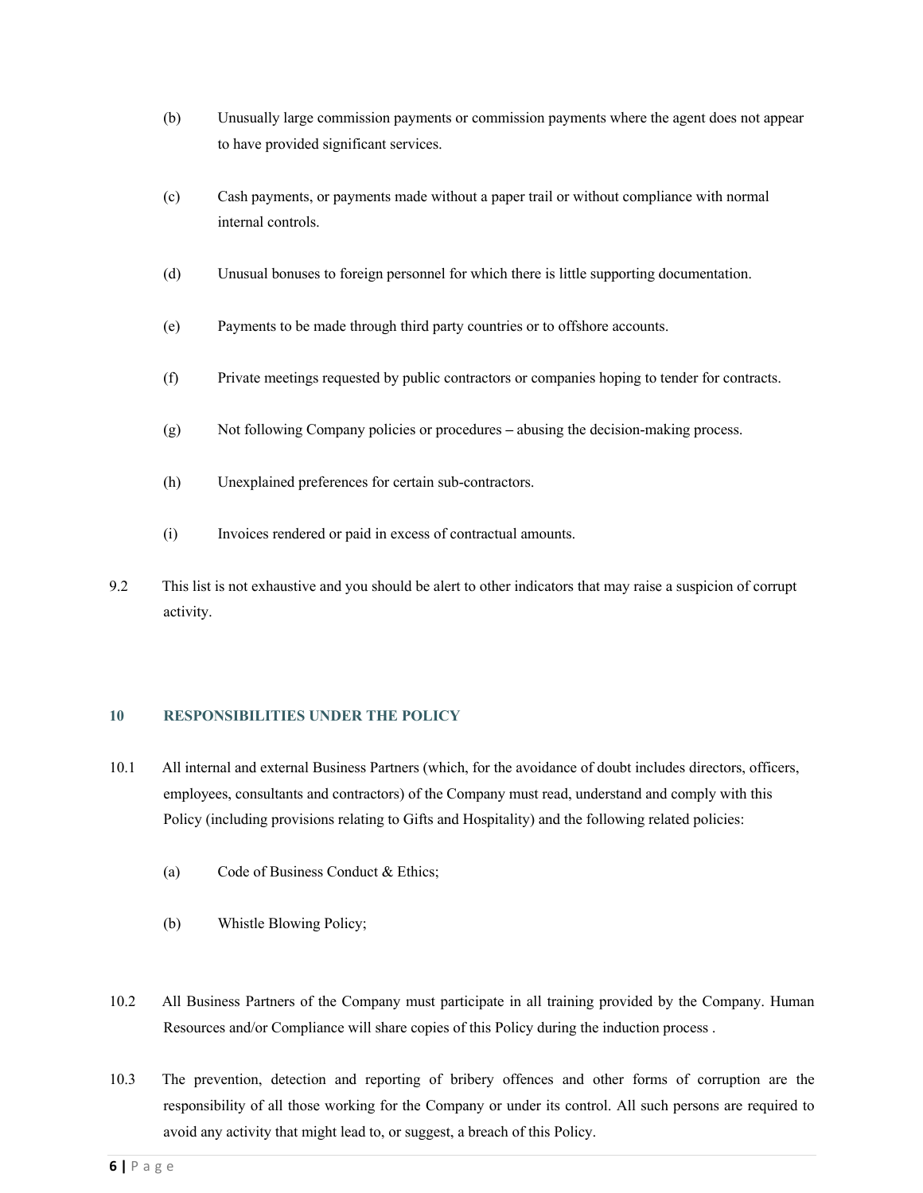(b) Unusually large commission payments or commission payments where the agent does not appear to have provided significant services.

(c) Cash payments, or payments made without a paper trail or without compliance with normal internal controls.

(d) Unusual bonuses to foreign personnel for which there is little supporting documentation.

(e) Payments to be made through third party countries or to offshore accounts.

(f) Private meetings requested by public contractors or companies hoping to tender for contracts.

(g) Not following Company policies or procedures – abusing the decision-making process.

(h) Unexplained preferences for certain sub-contractors.

(i) Invoices rendered or paid in excess of contractual amounts.

9.2 This list is not exhaustive and you should be alert to other indicators that may raise a suspicion of corrupt activity.

## 10 RESPONSIBILITIES UNDER THE POLICY

10.1 All internal and external Business Partners (which, for the avoidance of doubt includes directors, officers, employees, consultants and contractors) of the Company must read, understand and comply with this Policy (including provisions relating to Gifts and Hospitality) and the following related policies:

(a) Code of Business Conduct & Ethics;

(b) Whistle Blowing Policy;

10.2 All Business Partners of the Company must participate in all training provided by the Company. Human Resources and/or Compliance will share copies of this Policy during the induction process .

10.3 The prevention, detection and reporting of bribery offences and other forms of corruption are the responsibility of all those working for the Company or under its control. All such persons are required to avoid any activity that might lead to, or suggest, a breach of this Policy.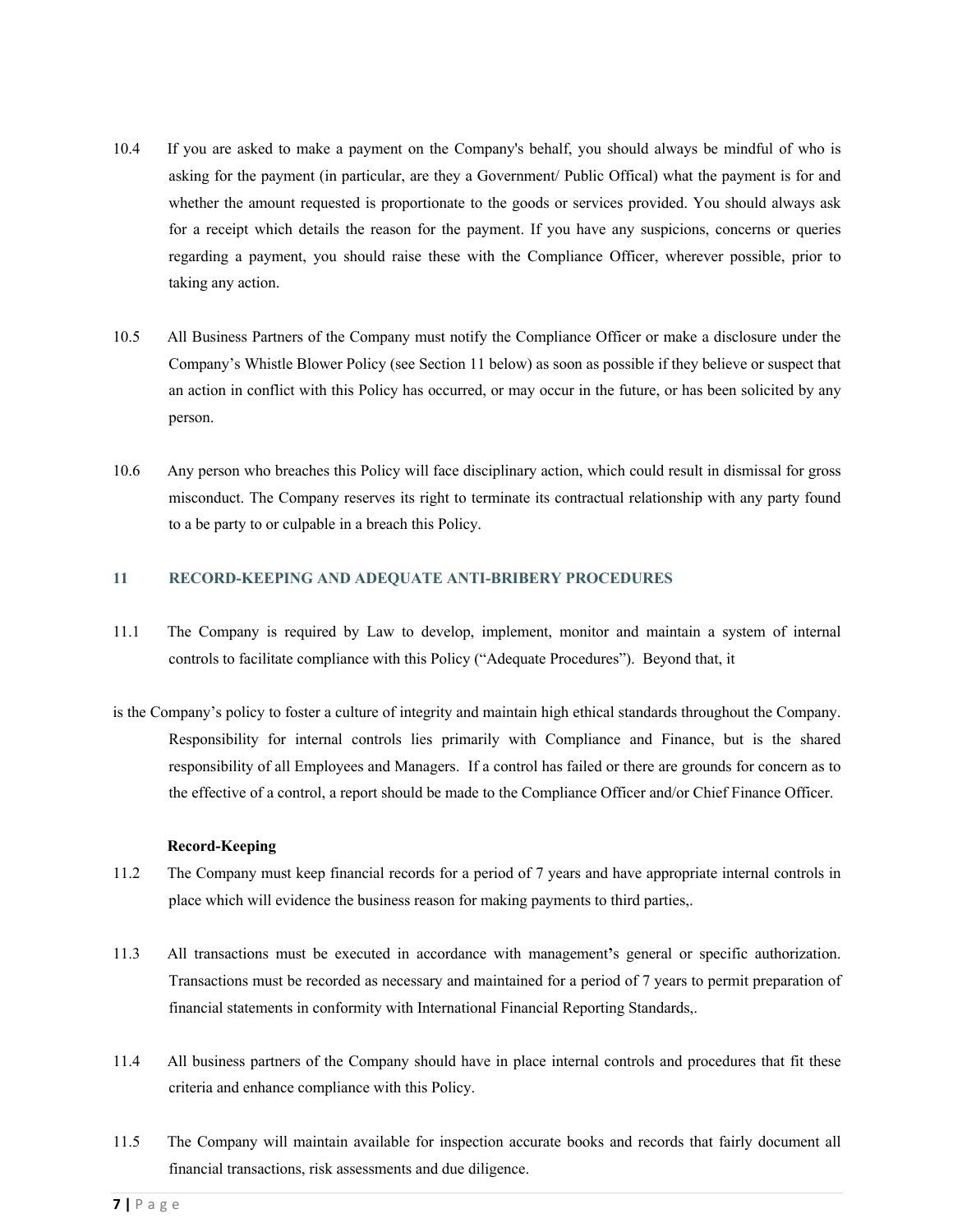10.4 If you are asked to make a payment on the Company's behalf, you should always be mindful of who is asking for the payment (in particular, are they a Government/ Public Offical) what the payment is for and whether the amount requested is proportionate to the goods or services provided. You should always ask for a receipt which details the reason for the payment. If you have any suspicions, concerns or queries regarding a payment, you should raise these with the Compliance Officer, wherever possible, prior to taking any action.

10.5 All Business Partners of the Company must notify the Compliance Officer or make a disclosure under the Company's Whistle Blower Policy (see Section 11 below) as soon as possible if they believe or suspect that an action in conflict with this Policy has occurred, or may occur in the future, or has been solicited by any person.

10.6 Any person who breaches this Policy will face disciplinary action, which could result in dismissal for gross misconduct. The Company reserves its right to terminate its contractual relationship with any party found to a be party to or culpable in a breach this Policy.

## 11 RECORD-KEEPING AND ADEQUATE ANTI-BRIBERY PROCEDURES

11.1 The Company is required by Law to develop, implement, monitor and maintain a system of internal controls to facilitate compliance with this Policy ("Adequate Procedures"). Beyond that, it is the Company's policy to foster a culture of integrity and maintain high ethical standards throughout the Company. Responsibility for internal controls lies primarily with Compliance and Finance, but is the shared responsibility of all Employees and Managers. If a control has failed or there are grounds for concern as to the effective of a control, a report should be made to the Compliance Officer and/or Chief Finance Officer.

**Record-Keeping**

11.2 The Company must keep financial records for a period of 7 years and have appropriate internal controls in place which will evidence the business reason for making payments to third parties,.

11.3 All transactions must be executed in accordance with management's general or specific authorization. Transactions must be recorded as necessary and maintained for a period of 7 years to permit preparation of financial statements in conformity with International Financial Reporting Standards,.

11.4 All business partners of the Company should have in place internal controls and procedures that fit these criteria and enhance compliance with this Policy.

11.5 The Company will maintain available for inspection accurate books and records that fairly document all financial transactions, risk assessments and due diligence.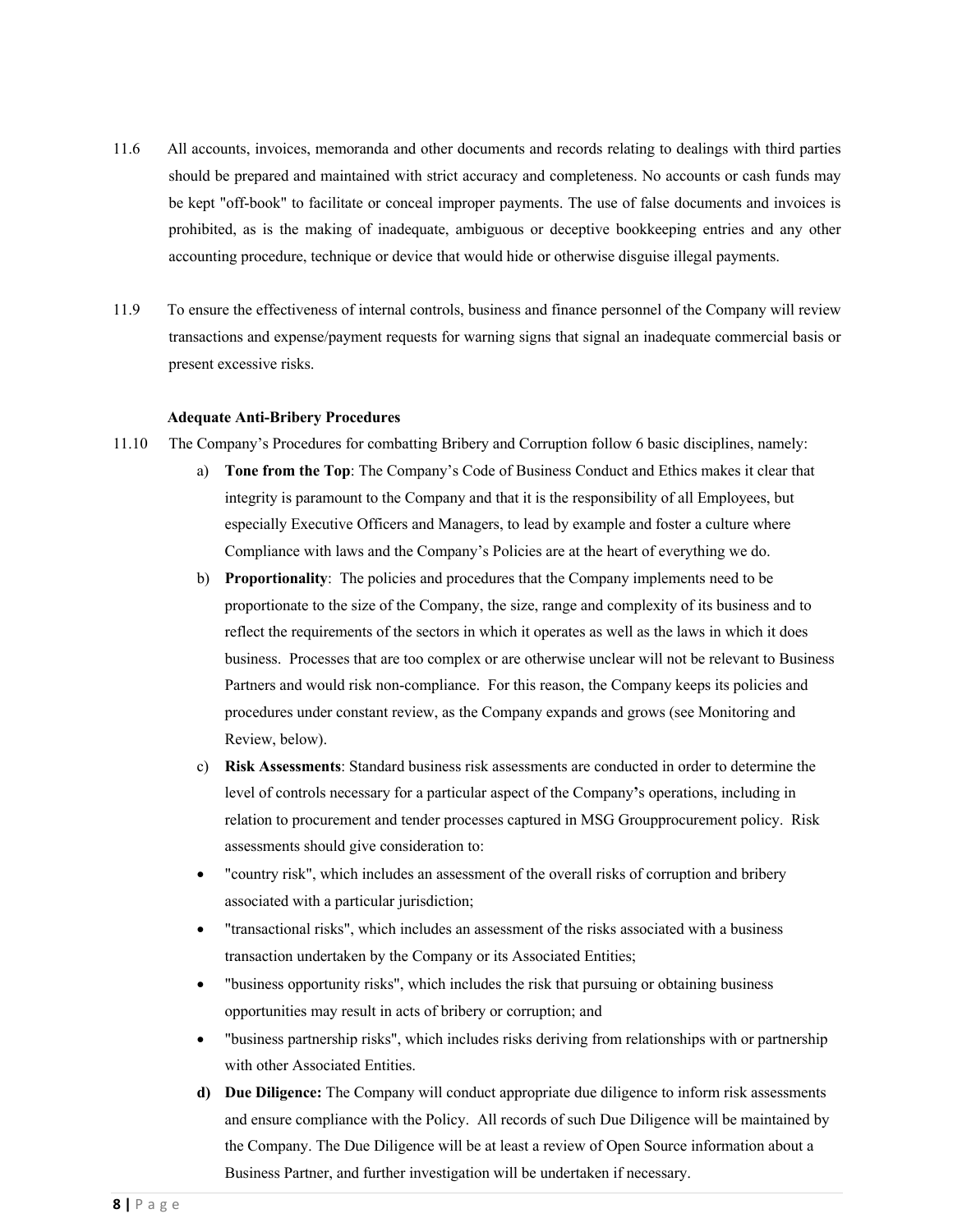11.6 All accounts, invoices, memoranda and other documents and records relating to dealings with third parties should be prepared and maintained with strict accuracy and completeness. No accounts or cash funds may be kept "off-book" to facilitate or conceal improper payments. The use of false documents and invoices is prohibited, as is the making of inadequate, ambiguous or deceptive bookkeeping entries and any other accounting procedure, technique or device that would hide or otherwise disguise illegal payments.

11.9 To ensure the effectiveness of internal controls, business and finance personnel of the Company will review transactions and expense/payment requests for warning signs that signal an inadequate commercial basis or present excessive risks.

**Adequate Anti-Bribery Procedures**

11.10 The Company's Procedures for combatting Bribery and Corruption follow 6 basic disciplines, namely:

a) **Tone from the Top**: The Company's Code of Business Conduct and Ethics makes it clear that integrity is paramount to the Company and that it is the responsibility of all Employees, but especially Executive Officers and Managers, to lead by example and foster a culture where Compliance with laws and the Company's Policies are at the heart of everything we do.

b) **Proportionality**: The policies and procedures that the Company implements need to be proportionate to the size of the Company, the size, range and complexity of its business and to reflect the requirements of the sectors in which it operates as well as the laws in which it does business. Processes that are too complex or are otherwise unclear will not be relevant to Business Partners and would risk non-compliance. For this reason, the Company keeps its policies and procedures under constant review, as the Company expands and grows (see Monitoring and Review, below).

c) **Risk Assessments**: Standard business risk assessments are conducted in order to determine the level of controls necessary for a particular aspect of the Company's operations, including in relation to procurement and tender processes captured in MSG Groupprocurement policy. Risk assessments should give consideration to:

- "country risk", which includes an assessment of the overall risks of corruption and bribery associated with a particular jurisdiction;
- "transactional risks", which includes an assessment of the risks associated with a business transaction undertaken by the Company or its Associated Entities;
- "business opportunity risks", which includes the risk that pursuing or obtaining business opportunities may result in acts of bribery or corruption; and
- "business partnership risks", which includes risks deriving from relationships with or partnership with other Associated Entities.

**d) Due Diligence:** The Company will conduct appropriate due diligence to inform risk assessments and ensure compliance with the Policy. All records of such Due Diligence will be maintained by the Company. The Due Diligence will be at least a review of Open Source information about a Business Partner, and further investigation will be undertaken if necessary.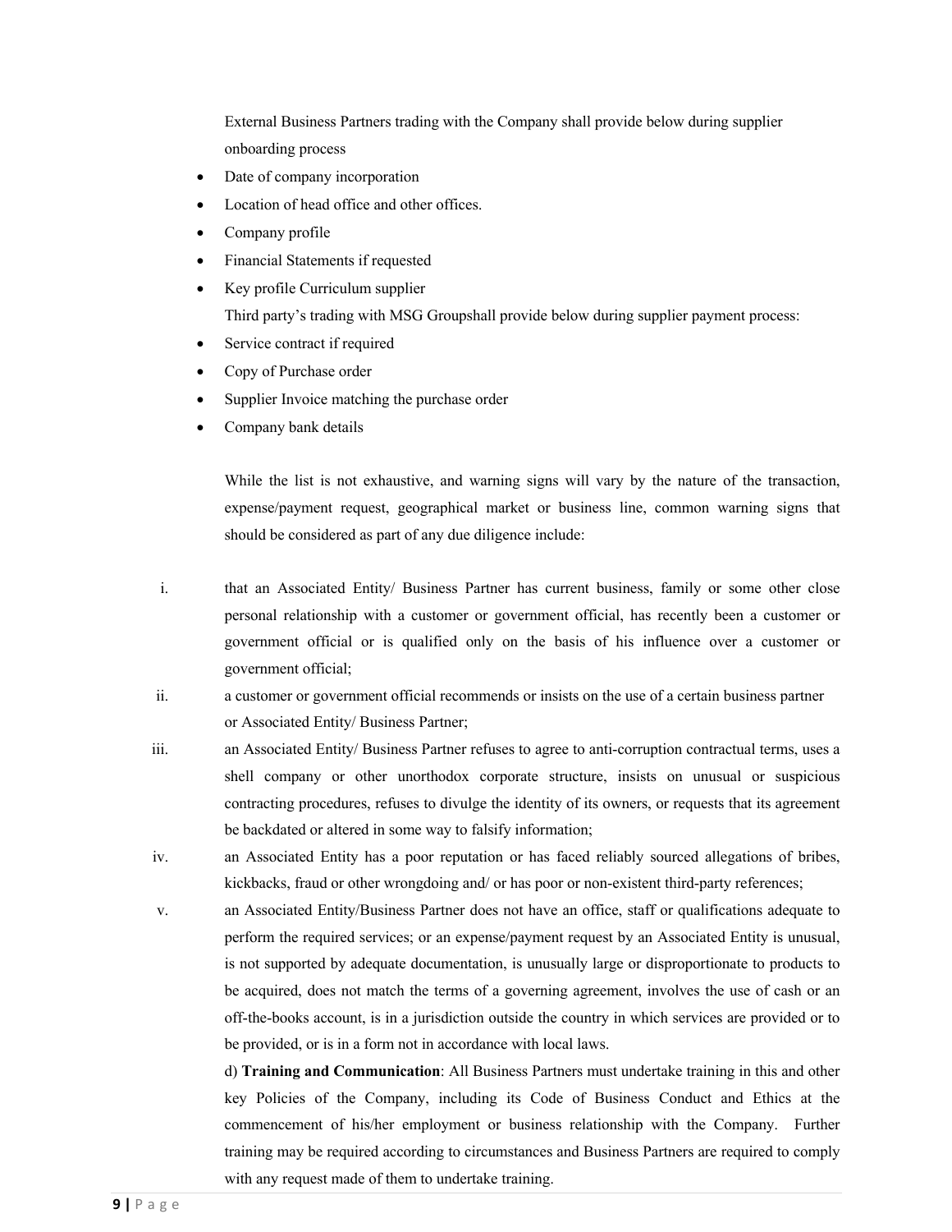External Business Partners trading with the Company shall provide below during supplier onboarding process

- Date of company incorporation
- Location of head office and other offices.
- Company profile
- Financial Statements if requested
- Key profile Curriculum supplier

Third party's trading with MSG Groupshall provide below during supplier payment process:

- Service contract if required
- Copy of Purchase order
- Supplier Invoice matching the purchase order
- Company bank details

While the list is not exhaustive, and warning signs will vary by the nature of the transaction, expense/payment request, geographical market or business line, common warning signs that should be considered as part of any due diligence include:

i. that an Associated Entity/ Business Partner has current business, family or some other close personal relationship with a customer or government official, has recently been a customer or government official or is qualified only on the basis of his influence over a customer or government official;

ii. a customer or government official recommends or insists on the use of a certain business partner or Associated Entity/ Business Partner;

iii. an Associated Entity/ Business Partner refuses to agree to anti-corruption contractual terms, uses a shell company or other unorthodox corporate structure, insists on unusual or suspicious contracting procedures, refuses to divulge the identity of its owners, or requests that its agreement be backdated or altered in some way to falsify information;

iv. an Associated Entity has a poor reputation or has faced reliably sourced allegations of bribes, kickbacks, fraud or other wrongdoing and/ or has poor or non-existent third-party references;

v. an Associated Entity/Business Partner does not have an office, staff or qualifications adequate to perform the required services; or an expense/payment request by an Associated Entity is unusual, is not supported by adequate documentation, is unusually large or disproportionate to products to be acquired, does not match the terms of a governing agreement, involves the use of cash or an off-the-books account, is in a jurisdiction outside the country in which services are provided or to be provided, or is in a form not in accordance with local laws.

d) **Training and Communication**: All Business Partners must undertake training in this and other key Policies of the Company, including its Code of Business Conduct and Ethics at the commencement of his/her employment or business relationship with the Company. Further training may be required according to circumstances and Business Partners are required to comply with any request made of them to undertake training.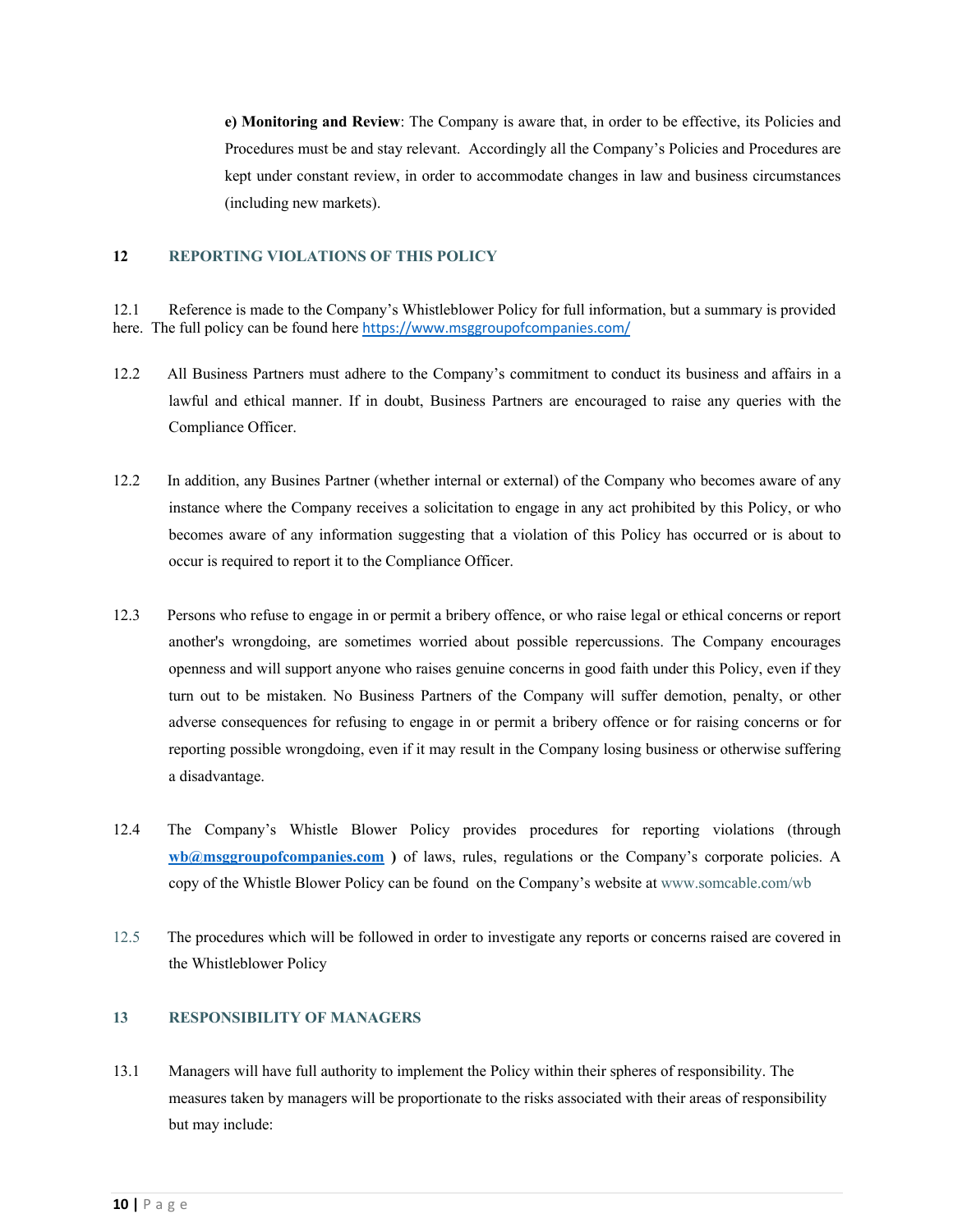**e) Monitoring and Review**: The Company is aware that, in order to be effective, its Policies and Procedures must be and stay relevant. Accordingly all the Company's Policies and Procedures are kept under constant review, in order to accommodate changes in law and business circumstances (including new markets).

## 12 REPORTING VIOLATIONS OF THIS POLICY

12.1 Reference is made to the Company's Whistleblower Policy for full information, but a summary is provided here. The full policy can be found here https://www.msggroupofcompanies.com/

12.2 All Business Partners must adhere to the Company's commitment to conduct its business and affairs in a lawful and ethical manner. If in doubt, Business Partners are encouraged to raise any queries with the Compliance Officer.

12.2 In addition, any Busines Partner (whether internal or external) of the Company who becomes aware of any instance where the Company receives a solicitation to engage in any act prohibited by this Policy, or who becomes aware of any information suggesting that a violation of this Policy has occurred or is about to occur is required to report it to the Compliance Officer.

12.3 Persons who refuse to engage in or permit a bribery offence, or who raise legal or ethical concerns or report another's wrongdoing, are sometimes worried about possible repercussions. The Company encourages openness and will support anyone who raises genuine concerns in good faith under this Policy, even if they turn out to be mistaken. No Business Partners of the Company will suffer demotion, penalty, or other adverse consequences for refusing to engage in or permit a bribery offence or for raising concerns or for reporting possible wrongdoing, even if it may result in the Company losing business or otherwise suffering a disadvantage.

12.4 The Company's Whistle Blower Policy provides procedures for reporting violations (through **wb@msggroupofcompanies.com** **)** of laws, rules, regulations or the Company's corporate policies. A copy of the Whistle Blower Policy can be found on the Company's website at www.somcable.com/wb

12.5 The procedures which will be followed in order to investigate any reports or concerns raised are covered in the Whistleblower Policy

## 13 RESPONSIBILITY OF MANAGERS

13.1 Managers will have full authority to implement the Policy within their spheres of responsibility. The measures taken by managers will be proportionate to the risks associated with their areas of responsibility but may include: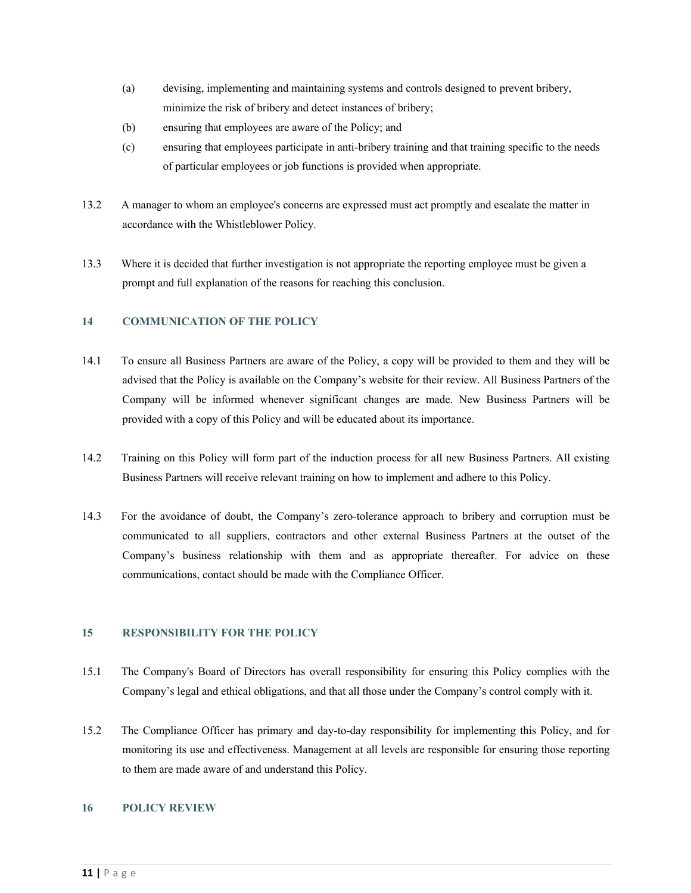(a) devising, implementing and maintaining systems and controls designed to prevent bribery, minimize the risk of bribery and detect instances of bribery;

(b) ensuring that employees are aware of the Policy; and

(c) ensuring that employees participate in anti-bribery training and that training specific to the needs of particular employees or job functions is provided when appropriate.

13.2 A manager to whom an employee's concerns are expressed must act promptly and escalate the matter in accordance with the Whistleblower Policy.

13.3 Where it is decided that further investigation is not appropriate the reporting employee must be given a prompt and full explanation of the reasons for reaching this conclusion.

## 14 COMMUNICATION OF THE POLICY

14.1 To ensure all Business Partners are aware of the Policy, a copy will be provided to them and they will be advised that the Policy is available on the Company's website for their review. All Business Partners of the Company will be informed whenever significant changes are made. New Business Partners will be provided with a copy of this Policy and will be educated about its importance.

14.2 Training on this Policy will form part of the induction process for all new Business Partners. All existing Business Partners will receive relevant training on how to implement and adhere to this Policy.

14.3 For the avoidance of doubt, the Company's zero-tolerance approach to bribery and corruption must be communicated to all suppliers, contractors and other external Business Partners at the outset of the Company's business relationship with them and as appropriate thereafter. For advice on these communications, contact should be made with the Compliance Officer.

## 15 RESPONSIBILITY FOR THE POLICY

15.1 The Company's Board of Directors has overall responsibility for ensuring this Policy complies with the Company's legal and ethical obligations, and that all those under the Company's control comply with it.

15.2 The Compliance Officer has primary and day-to-day responsibility for implementing this Policy, and for monitoring its use and effectiveness. Management at all levels are responsible for ensuring those reporting to them are made aware of and understand this Policy.

## 16 POLICY REVIEW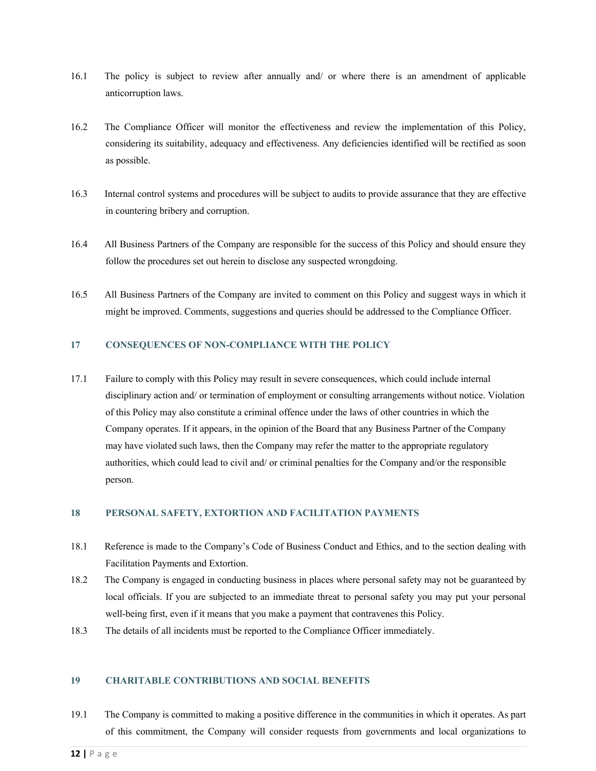16.1 The policy is subject to review after annually and/ or where there is an amendment of applicable anticorruption laws.

16.2 The Compliance Officer will monitor the effectiveness and review the implementation of this Policy, considering its suitability, adequacy and effectiveness. Any deficiencies identified will be rectified as soon as possible.

16.3 Internal control systems and procedures will be subject to audits to provide assurance that they are effective in countering bribery and corruption.

16.4 All Business Partners of the Company are responsible for the success of this Policy and should ensure they follow the procedures set out herein to disclose any suspected wrongdoing.

16.5 All Business Partners of the Company are invited to comment on this Policy and suggest ways in which it might be improved. Comments, suggestions and queries should be addressed to the Compliance Officer.

## 17 CONSEQUENCES OF NON-COMPLIANCE WITH THE POLICY

17.1 Failure to comply with this Policy may result in severe consequences, which could include internal disciplinary action and/ or termination of employment or consulting arrangements without notice. Violation of this Policy may also constitute a criminal offence under the laws of other countries in which the Company operates. If it appears, in the opinion of the Board that any Business Partner of the Company may have violated such laws, then the Company may refer the matter to the appropriate regulatory authorities, which could lead to civil and/ or criminal penalties for the Company and/or the responsible person.

## 18 PERSONAL SAFETY, EXTORTION AND FACILITATION PAYMENTS

18.1 Reference is made to the Company's Code of Business Conduct and Ethics, and to the section dealing with Facilitation Payments and Extortion.

18.2 The Company is engaged in conducting business in places where personal safety may not be guaranteed by local officials. If you are subjected to an immediate threat to personal safety you may put your personal well-being first, even if it means that you make a payment that contravenes this Policy.

18.3 The details of all incidents must be reported to the Compliance Officer immediately.

## 19 CHARITABLE CONTRIBUTIONS AND SOCIAL BENEFITS

19.1 The Company is committed to making a positive difference in the communities in which it operates. As part of this commitment, the Company will consider requests from governments and local organizations to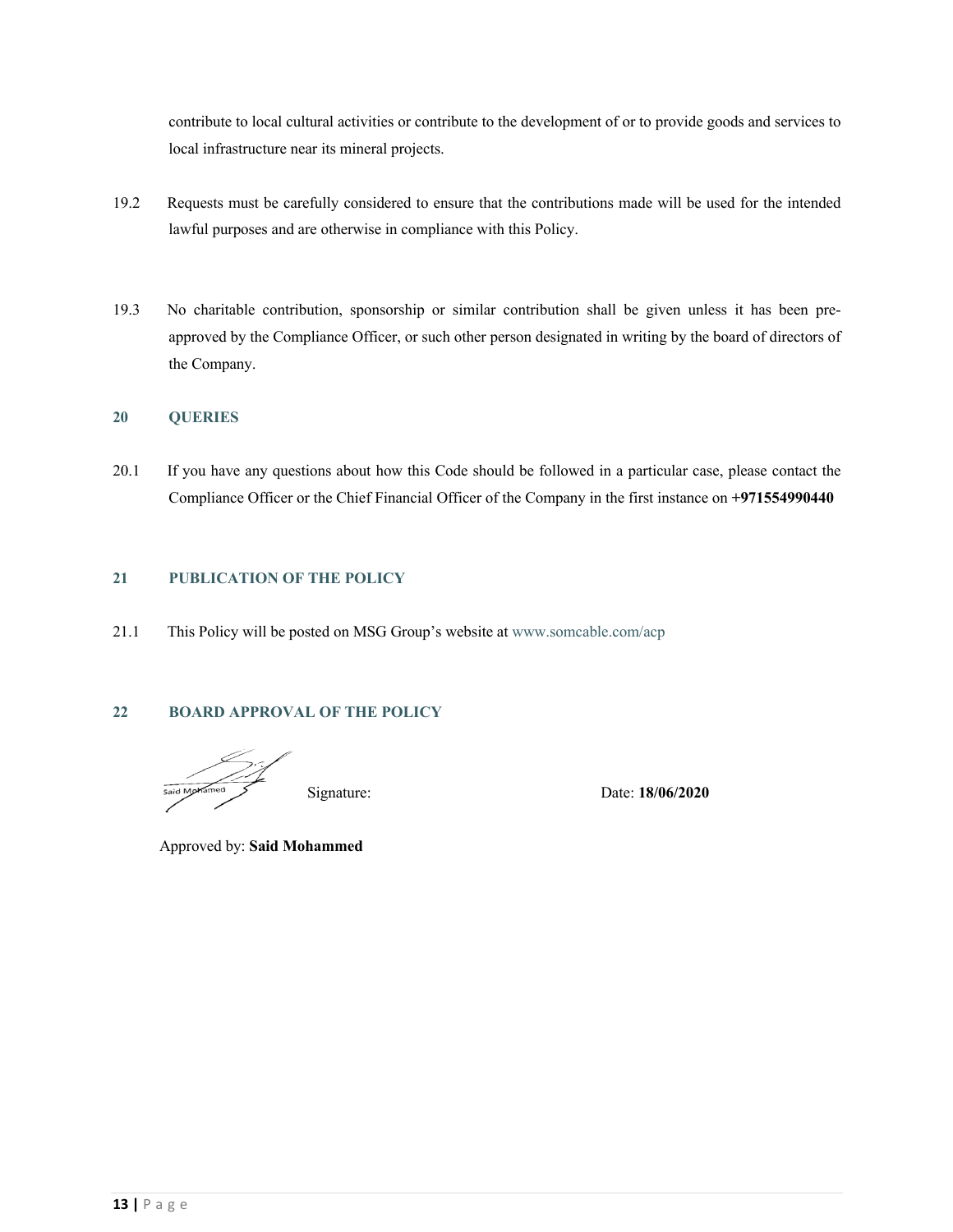contribute to local cultural activities or contribute to the development of or to provide goods and services to local infrastructure near its mineral projects.

19.2 Requests must be carefully considered to ensure that the contributions made will be used for the intended lawful purposes and are otherwise in compliance with this Policy.

19.3 No charitable contribution, sponsorship or similar contribution shall be given unless it has been pre-approved by the Compliance Officer, or such other person designated in writing by the board of directors of the Company.

## 20 QUERIES

20.1 If you have any questions about how this Code should be followed in a particular case, please contact the Compliance Officer or the Chief Financial Officer of the Company in the first instance on **+971554990440**

## 21 PUBLICATION OF THE POLICY

21.1 This Policy will be posted on MSG Group's website at www.somcable.com/acp

## 22 BOARD APPROVAL OF THE POLICY

Said Mohamed

Signature: Date: **18/06/2020**

Approved by: **Said Mohammed**